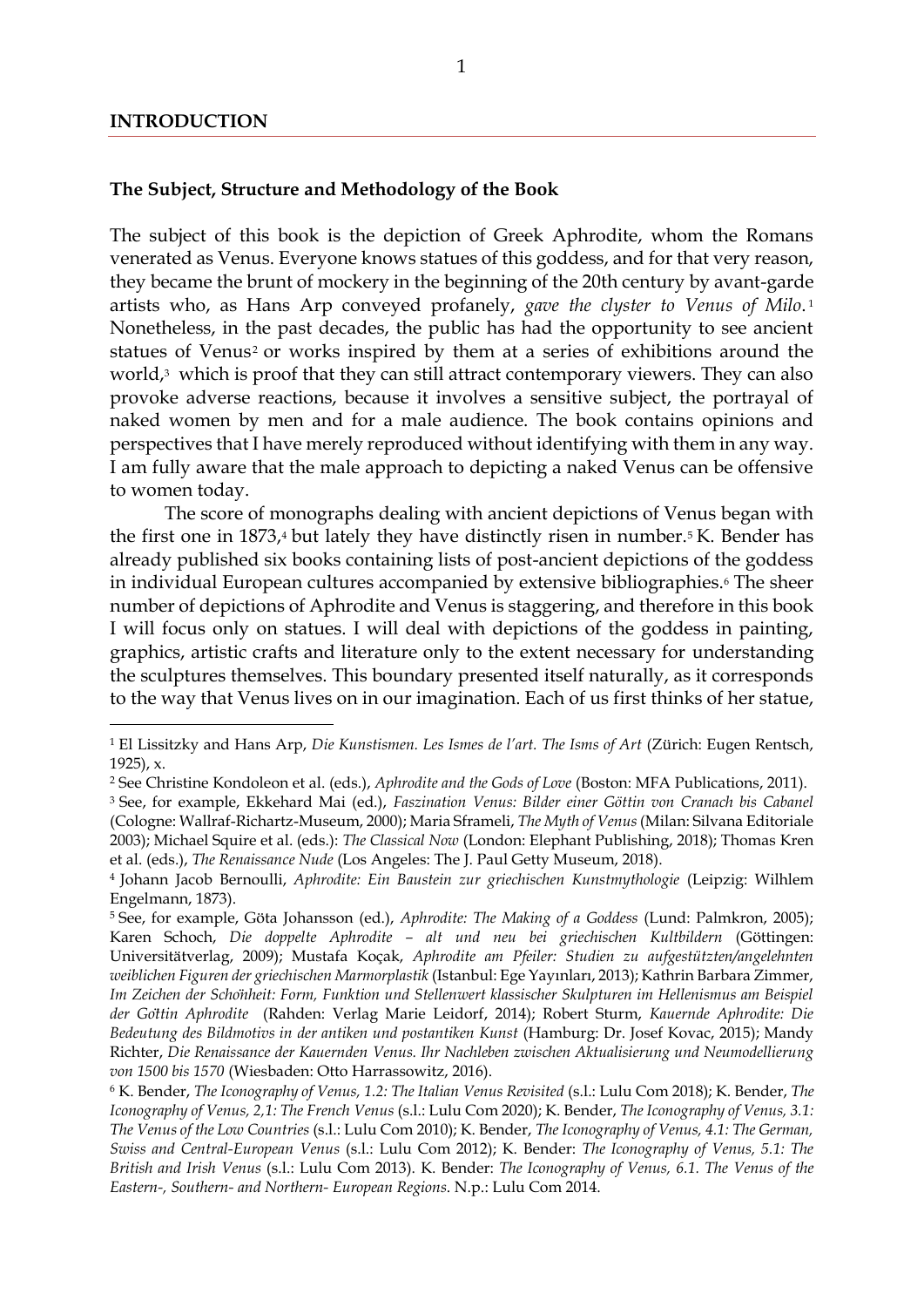## INTRODUCTION

### The Subject, Structure and Methodology of the Book

The subject of this book is the depiction of Greek Aphrodite, whom the Romans venerated as Venus. Everyone knows statues of this goddess, and for that very reason, they became the brunt of mockery in the beginning of the 20th century by avant-garde artists who, as Hans Arp conveyed profanely, *gave the clyster to Venus of Milo*.[1] Nonetheless, in the past decades, the public has had the opportunity to see ancient statues of Venus[2] or works inspired by them at a series of exhibitions around the world,[3] which is proof that they can still attract contemporary viewers. They can also provoke adverse reactions, because it involves a sensitive subject, the portrayal of naked women by men and for a male audience. The book contains opinions and perspectives that I have merely reproduced without identifying with them in any way. I am fully aware that the male approach to depicting a naked Venus can be offensive to women today.

The score of monographs dealing with ancient depictions of Venus began with the first one in 1873,[4] but lately they have distinctly risen in number.[5] K. Bender has already published six books containing lists of post-ancient depictions of the goddess in individual European cultures accompanied by extensive bibliographies.[6] The sheer number of depictions of Aphrodite and Venus is staggering, and therefore in this book I will focus only on statues. I will deal with depictions of the goddess in painting, graphics, artistic crafts and literature only to the extent necessary for understanding the sculptures themselves. This boundary presented itself naturally, as it corresponds to the way that Venus lives on in our imagination. Each of us first thinks of her statue,

---

[1] El Lissitzky and Hans Arp, *Die Kunstismen. Les Ismes de l'art. The Isms of Art* (Zürich: Eugen Rentsch, 1925), x.

[2] See Christine Kondoleon et al. (eds.), *Aphrodite and the Gods of Love* (Boston: MFA Publications, 2011).

[3] See, for example, Ekkehard Mai (ed.), *Faszination Venus: Bilder einer Göttin von Cranach bis Cabanel* (Cologne: Wallraf-Richartz-Museum, 2000); Maria Sframeli, *The Myth of Venus* (Milan: Silvana Editoriale 2003); Michael Squire et al. (eds.): *The Classical Now* (London: Elephant Publishing, 2018); Thomas Kren et al. (eds.), *The Renaissance Nude* (Los Angeles: The J. Paul Getty Museum, 2018).

[4] Johann Jacob Bernoulli, *Aphrodite: Ein Baustein zur griechischen Kunstmythologie* (Leipzig: Wilhelm Engelmann, 1873).

[5] See, for example, Göta Johansson (ed.), *Aphrodite: The Making of a Goddess* (Lund: Palmkron, 2005); Karen Schoch, *Die doppelte Aphrodite – alt und neu bei griechischen Kultbildern* (Göttingen: Universitätverlag, 2009); Mustafa Koçak, *Aphrodite am Pfeiler: Studien zu aufgestützten/angelehnten weiblichen Figuren der griechischen Marmorplastik* (Istanbul: Ege Yayınları, 2013); Kathrin Barbara Zimmer, *Im Zeichen der Schönheit: Form, Funktion und Stellenwert klassischer Skulpturen im Hellenismus am Beispiel der Göttin Aphrodite* (Rahden: Verlag Marie Leidorf, 2014); Robert Sturm, *Kauernde Aphrodite: Die Bedeutung des Bildmotivs in der antiken und postantiken Kunst* (Hamburg: Dr. Josef Kovac, 2015); Mandy Richter, *Die Renaissance der Kauernden Venus. Ihr Nachleben zwischen Aktualisierung und Neumodellierung von 1500 bis 1570* (Wiesbaden: Otto Harrassowitz, 2016).

[6] K. Bender, *The Iconography of Venus, 1.2: The Italian Venus Revisited* (s.l.: Lulu Com 2018); K. Bender, *The Iconography of Venus, 2,1: The French Venus* (s.l.: Lulu Com 2020); K. Bender, *The Iconography of Venus, 3.1: The Venus of the Low Countries* (s.l.: Lulu Com 2010); K. Bender, *The Iconography of Venus, 4.1: The German, Swiss and Central-European Venus* (s.l.: Lulu Com 2012); K. Bender: *The Iconography of Venus, 5.1: The British and Irish Venus* (s.l.: Lulu Com 2013). K. Bender: *The Iconography of Venus, 6.1. The Venus of the Eastern-, Southern- and Northern- European Regions*. N.p.: Lulu Com 2014.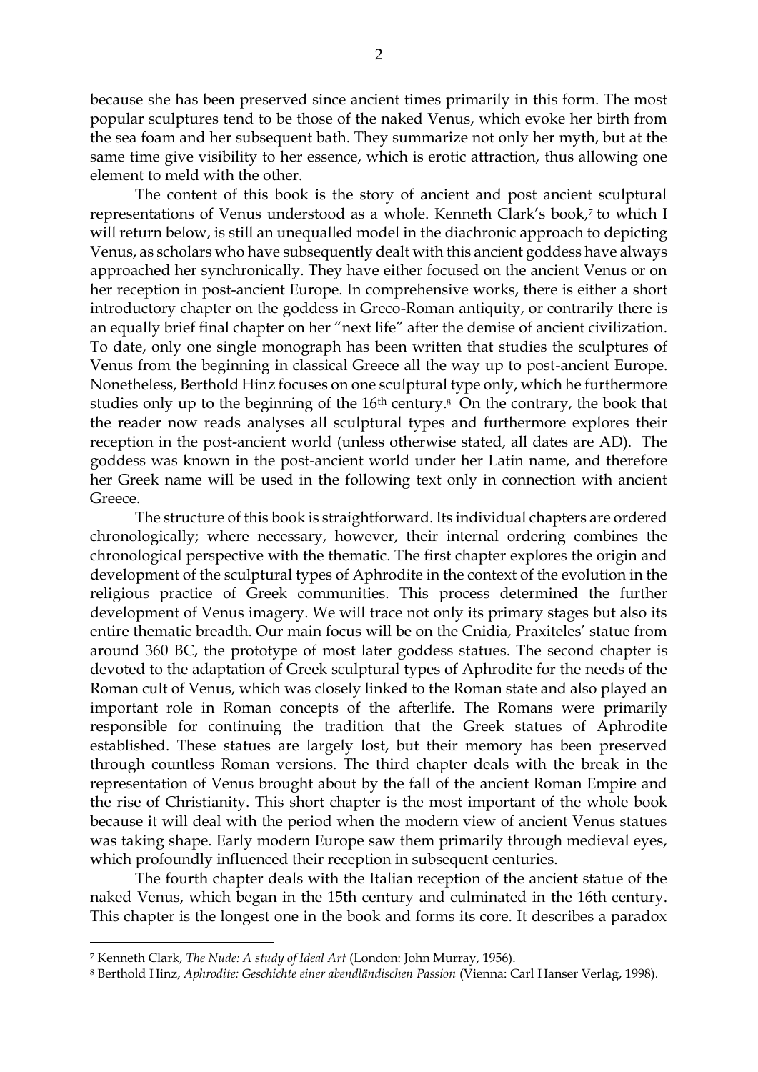because she has been preserved since ancient times primarily in this form. The most popular sculptures tend to be those of the naked Venus, which evoke her birth from the sea foam and her subsequent bath. They summarize not only her myth, but at the same time give visibility to her essence, which is erotic attraction, thus allowing one element to meld with the other.

The content of this book is the story of ancient and post ancient sculptural representations of Venus understood as a whole. Kenneth Clark's book,[7] to which I will return below, is still an unequalled model in the diachronic approach to depicting Venus, as scholars who have subsequently dealt with this ancient goddess have always approached her synchronically. They have either focused on the ancient Venus or on her reception in post-ancient Europe. In comprehensive works, there is either a short introductory chapter on the goddess in Greco-Roman antiquity, or contrarily there is an equally brief final chapter on her "next life" after the demise of ancient civilization. To date, only one single monograph has been written that studies the sculptures of Venus from the beginning in classical Greece all the way up to post-ancient Europe. Nonetheless, Berthold Hinz focuses on one sculptural type only, which he furthermore studies only up to the beginning of the 16th century.[8] On the contrary, the book that the reader now reads analyses all sculptural types and furthermore explores their reception in the post-ancient world (unless otherwise stated, all dates are AD). The goddess was known in the post-ancient world under her Latin name, and therefore her Greek name will be used in the following text only in connection with ancient Greece.

The structure of this book is straightforward. Its individual chapters are ordered chronologically; where necessary, however, their internal ordering combines the chronological perspective with the thematic. The first chapter explores the origin and development of the sculptural types of Aphrodite in the context of the evolution in the religious practice of Greek communities. This process determined the further development of Venus imagery. We will trace not only its primary stages but also its entire thematic breadth. Our main focus will be on the Cnidia, Praxiteles' statue from around 360 BC, the prototype of most later goddess statues. The second chapter is devoted to the adaptation of Greek sculptural types of Aphrodite for the needs of the Roman cult of Venus, which was closely linked to the Roman state and also played an important role in Roman concepts of the afterlife. The Romans were primarily responsible for continuing the tradition that the Greek statues of Aphrodite established. These statues are largely lost, but their memory has been preserved through countless Roman versions. The third chapter deals with the break in the representation of Venus brought about by the fall of the ancient Roman Empire and the rise of Christianity. This short chapter is the most important of the whole book because it will deal with the period when the modern view of ancient Venus statues was taking shape. Early modern Europe saw them primarily through medieval eyes, which profoundly influenced their reception in subsequent centuries.

The fourth chapter deals with the Italian reception of the ancient statue of the naked Venus, which began in the 15th century and culminated in the 16th century. This chapter is the longest one in the book and forms its core. It describes a paradox

---

[7] Kenneth Clark, *The Nude: A study of Ideal Art* (London: John Murray, 1956).

[8] Berthold Hinz, *Aphrodite: Geschichte einer abendländischen Passion* (Vienna: Carl Hanser Verlag, 1998).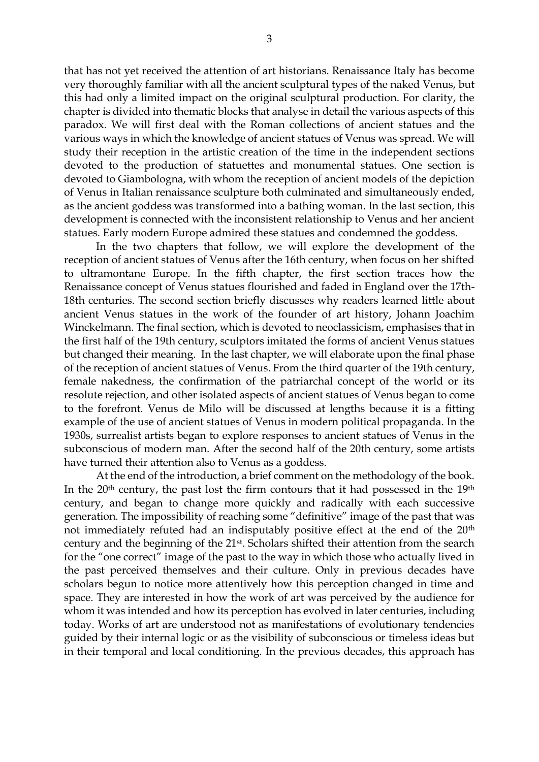that has not yet received the attention of art historians. Renaissance Italy has become very thoroughly familiar with all the ancient sculptural types of the naked Venus, but this had only a limited impact on the original sculptural production. For clarity, the chapter is divided into thematic blocks that analyse in detail the various aspects of this paradox. We will first deal with the Roman collections of ancient statues and the various ways in which the knowledge of ancient statues of Venus was spread. We will study their reception in the artistic creation of the time in the independent sections devoted to the production of statuettes and monumental statues. One section is devoted to Giambologna, with whom the reception of ancient models of the depiction of Venus in Italian renaissance sculpture both culminated and simultaneously ended, as the ancient goddess was transformed into a bathing woman. In the last section, this development is connected with the inconsistent relationship to Venus and her ancient statues. Early modern Europe admired these statues and condemned the goddess.

In the two chapters that follow, we will explore the development of the reception of ancient statues of Venus after the 16th century, when focus on her shifted to ultramontane Europe. In the fifth chapter, the first section traces how the Renaissance concept of Venus statues flourished and faded in England over the 17th-18th centuries. The second section briefly discusses why readers learned little about ancient Venus statues in the work of the founder of art history, Johann Joachim Winckelmann. The final section, which is devoted to neoclassicism, emphasises that in the first half of the 19th century, sculptors imitated the forms of ancient Venus statues but changed their meaning. In the last chapter, we will elaborate upon the final phase of the reception of ancient statues of Venus. From the third quarter of the 19th century, female nakedness, the confirmation of the patriarchal concept of the world or its resolute rejection, and other isolated aspects of ancient statues of Venus began to come to the forefront. Venus de Milo will be discussed at lengths because it is a fitting example of the use of ancient statues of Venus in modern political propaganda. In the 1930s, surrealist artists began to explore responses to ancient statues of Venus in the subconscious of modern man. After the second half of the 20th century, some artists have turned their attention also to Venus as a goddess.

At the end of the introduction, a brief comment on the methodology of the book. In the 20th century, the past lost the firm contours that it had possessed in the 19th century, and began to change more quickly and radically with each successive generation. The impossibility of reaching some "definitive" image of the past that was not immediately refuted had an indisputably positive effect at the end of the 20th century and the beginning of the 21st. Scholars shifted their attention from the search for the "one correct" image of the past to the way in which those who actually lived in the past perceived themselves and their culture. Only in previous decades have scholars begun to notice more attentively how this perception changed in time and space. They are interested in how the work of art was perceived by the audience for whom it was intended and how its perception has evolved in later centuries, including today. Works of art are understood not as manifestations of evolutionary tendencies guided by their internal logic or as the visibility of subconscious or timeless ideas but in their temporal and local conditioning. In the previous decades, this approach has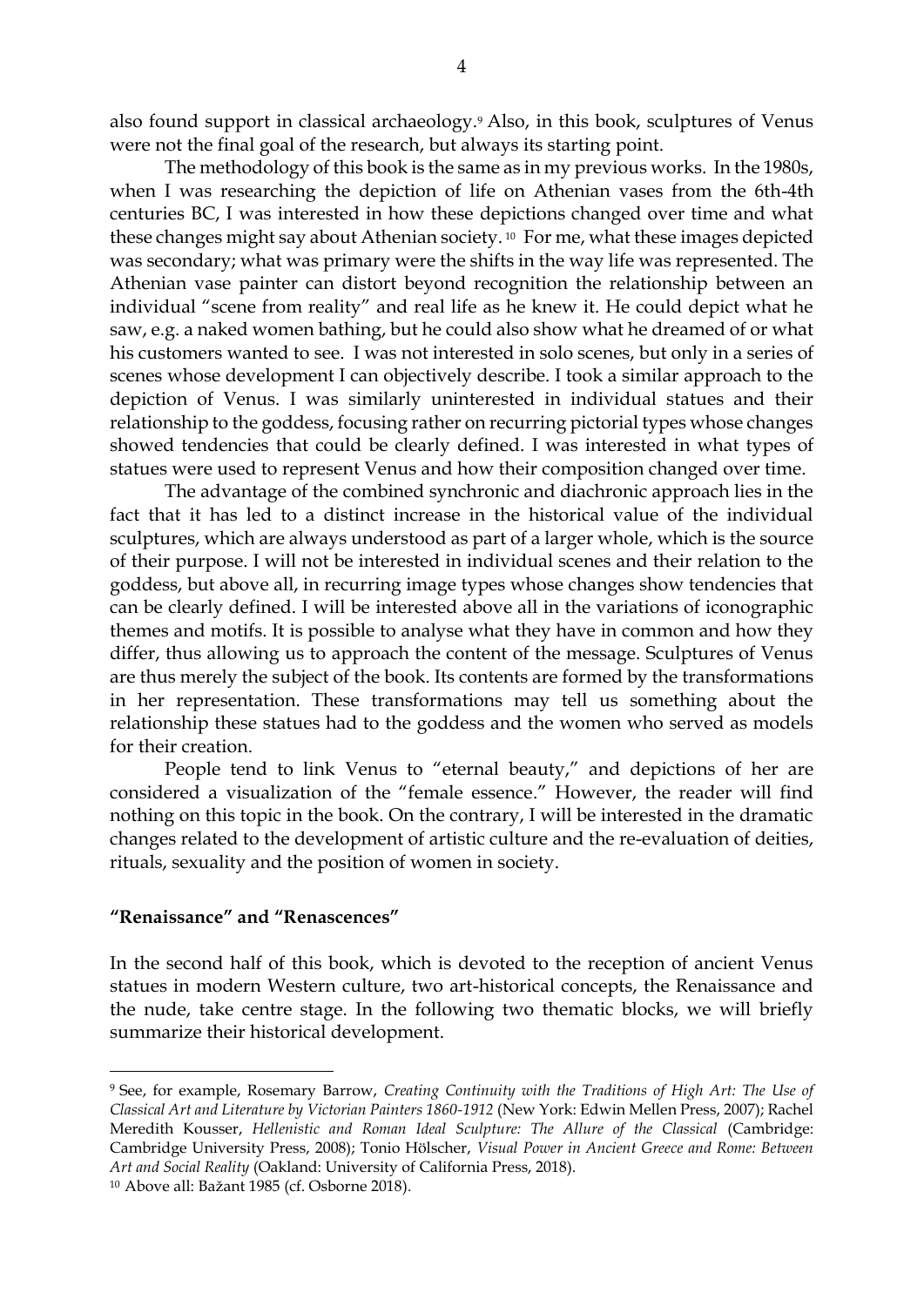also found support in classical archaeology.[9] Also, in this book, sculptures of Venus were not the final goal of the research, but always its starting point.

The methodology of this book is the same as in my previous works. In the 1980s, when I was researching the depiction of life on Athenian vases from the 6th-4th centuries BC, I was interested in how these depictions changed over time and what these changes might say about Athenian society.[10] For me, what these images depicted was secondary; what was primary were the shifts in the way life was represented. The Athenian vase painter can distort beyond recognition the relationship between an individual "scene from reality" and real life as he knew it. He could depict what he saw, e.g. a naked women bathing, but he could also show what he dreamed of or what his customers wanted to see. I was not interested in solo scenes, but only in a series of scenes whose development I can objectively describe. I took a similar approach to the depiction of Venus. I was similarly uninterested in individual statues and their relationship to the goddess, focusing rather on recurring pictorial types whose changes showed tendencies that could be clearly defined. I was interested in what types of statues were used to represent Venus and how their composition changed over time.

The advantage of the combined synchronic and diachronic approach lies in the fact that it has led to a distinct increase in the historical value of the individual sculptures, which are always understood as part of a larger whole, which is the source of their purpose. I will not be interested in individual scenes and their relation to the goddess, but above all, in recurring image types whose changes show tendencies that can be clearly defined. I will be interested above all in the variations of iconographic themes and motifs. It is possible to analyse what they have in common and how they differ, thus allowing us to approach the content of the message. Sculptures of Venus are thus merely the subject of the book. Its contents are formed by the transformations in her representation. These transformations may tell us something about the relationship these statues had to the goddess and the women who served as models for their creation.

People tend to link Venus to "eternal beauty," and depictions of her are considered a visualization of the "female essence." However, the reader will find nothing on this topic in the book. On the contrary, I will be interested in the dramatic changes related to the development of artistic culture and the re-evaluation of deities, rituals, sexuality and the position of women in society.

### "Renaissance" and "Renascences"

In the second half of this book, which is devoted to the reception of ancient Venus statues in modern Western culture, two art-historical concepts, the Renaissance and the nude, take centre stage. In the following two thematic blocks, we will briefly summarize their historical development.

---

[9] See, for example, Rosemary Barrow, *Creating Continuity with the Traditions of High Art: The Use of Classical Art and Literature by Victorian Painters 1860-1912* (New York: Edwin Mellen Press, 2007); Rachel Meredith Kousser, *Hellenistic and Roman Ideal Sculpture: The Allure of the Classical* (Cambridge: Cambridge University Press, 2008); Tonio Hölscher, *Visual Power in Ancient Greece and Rome: Between Art and Social Reality* (Oakland: University of California Press, 2018).

[10] Above all: Bažant 1985 (cf. Osborne 2018).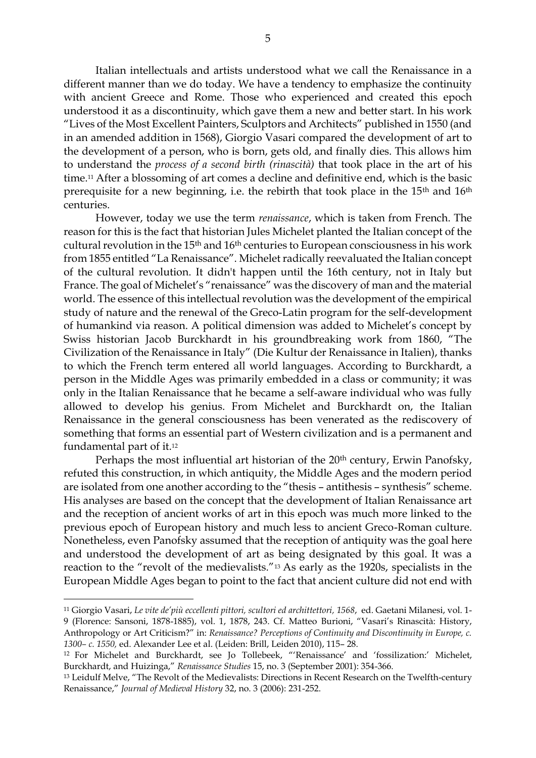Italian intellectuals and artists understood what we call the Renaissance in a different manner than we do today. We have a tendency to emphasize the continuity with ancient Greece and Rome. Those who experienced and created this epoch understood it as a discontinuity, which gave them a new and better start. In his work "Lives of the Most Excellent Painters, Sculptors and Architects" published in 1550 (and in an amended addition in 1568), Giorgio Vasari compared the development of art to the development of a person, who is born, gets old, and finally dies. This allows him to understand the *process of a second birth (rinascità)* that took place in the art of his time.[11] After a blossoming of art comes a decline and definitive end, which is the basic prerequisite for a new beginning, i.e. the rebirth that took place in the 15th and 16th centuries.

However, today we use the term *renaissance*, which is taken from French. The reason for this is the fact that historian Jules Michelet planted the Italian concept of the cultural revolution in the 15th and 16th centuries to European consciousness in his work from 1855 entitled "La Renaissance". Michelet radically reevaluated the Italian concept of the cultural revolution. It didn't happen until the 16th century, not in Italy but France. The goal of Michelet's "renaissance" was the discovery of man and the material world. The essence of this intellectual revolution was the development of the empirical study of nature and the renewal of the Greco-Latin program for the self-development of humankind via reason. A political dimension was added to Michelet's concept by Swiss historian Jacob Burckhardt in his groundbreaking work from 1860, "The Civilization of the Renaissance in Italy" (Die Kultur der Renaissance in Italien), thanks to which the French term entered all world languages. According to Burckhardt, a person in the Middle Ages was primarily embedded in a class or community; it was only in the Italian Renaissance that he became a self-aware individual who was fully allowed to develop his genius. From Michelet and Burckhardt on, the Italian Renaissance in the general consciousness has been venerated as the rediscovery of something that forms an essential part of Western civilization and is a permanent and fundamental part of it.[12]

Perhaps the most influential art historian of the 20th century, Erwin Panofsky, refuted this construction, in which antiquity, the Middle Ages and the modern period are isolated from one another according to the "thesis – antithesis – synthesis" scheme. His analyses are based on the concept that the development of Italian Renaissance art and the reception of ancient works of art in this epoch was much more linked to the previous epoch of European history and much less to ancient Greco-Roman culture. Nonetheless, even Panofsky assumed that the reception of antiquity was the goal here and understood the development of art as being designated by this goal. It was a reaction to the "revolt of the medievalists."[13] As early as the 1920s, specialists in the European Middle Ages began to point to the fact that ancient culture did not end with

---

[11] Giorgio Vasari, *Le vite de'più eccellenti pittori, scultori ed archittettori, 1568*, ed. Gaetani Milanesi, vol. 1-9 (Florence: Sansoni, 1878-1885), vol. 1, 1878, 243. Cf. Matteo Burioni, "Vasari's Rinascità: History, Anthropology or Art Criticism?" in: *Renaissance? Perceptions of Continuity and Discontinuity in Europe, c. 1300– c. 1550,* ed. Alexander Lee et al. (Leiden: Brill, Leiden 2010), 115– 28.

[12] For Michelet and Burckhardt, see Jo Tollebeek, "'Renaissance' and 'fossilization:' Michelet, Burckhardt, and Huizinga," *Renaissance Studies* 15, no. 3 (September 2001): 354-366.

[13] Leidulf Melve, "The Revolt of the Medievalists: Directions in Recent Research on the Twelfth-century Renaissance," *Journal of Medieval History* 32, no. 3 (2006): 231-252.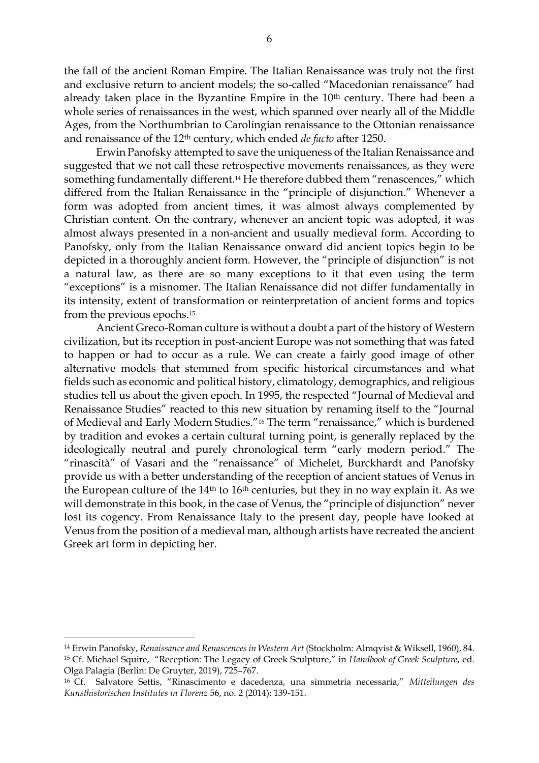the fall of the ancient Roman Empire. The Italian Renaissance was truly not the first and exclusive return to ancient models; the so-called "Macedonian renaissance" had already taken place in the Byzantine Empire in the 10th century. There had been a whole series of renaissances in the west, which spanned over nearly all of the Middle Ages, from the Northumbrian to Carolingian renaissance to the Ottonian renaissance and renaissance of the 12th century, which ended *de facto* after 1250.

Erwin Panofsky attempted to save the uniqueness of the Italian Renaissance and suggested that we not call these retrospective movements renaissances, as they were something fundamentally different.[14] He therefore dubbed them "renascences," which differed from the Italian Renaissance in the "principle of disjunction." Whenever a form was adopted from ancient times, it was almost always complemented by Christian content. On the contrary, whenever an ancient topic was adopted, it was almost always presented in a non-ancient and usually medieval form. According to Panofsky, only from the Italian Renaissance onward did ancient topics begin to be depicted in a thoroughly ancient form. However, the "principle of disjunction" is not a natural law, as there are so many exceptions to it that even using the term "exceptions" is a misnomer. The Italian Renaissance did not differ fundamentally in its intensity, extent of transformation or reinterpretation of ancient forms and topics from the previous epochs.[15]

Ancient Greco-Roman culture is without a doubt a part of the history of Western civilization, but its reception in post-ancient Europe was not something that was fated to happen or had to occur as a rule. We can create a fairly good image of other alternative models that stemmed from specific historical circumstances and what fields such as economic and political history, climatology, demographics, and religious studies tell us about the given epoch. In 1995, the respected "Journal of Medieval and Renaissance Studies" reacted to this new situation by renaming itself to the "Journal of Medieval and Early Modern Studies."[16] The term "renaissance," which is burdened by tradition and evokes a certain cultural turning point, is generally replaced by the ideologically neutral and purely chronological term "early modern period." The "rinascità" of Vasari and the "renaissance" of Michelet, Burckhardt and Panofsky provide us with a better understanding of the reception of ancient statues of Venus in the European culture of the 14th to 16th centuries, but they in no way explain it. As we will demonstrate in this book, in the case of Venus, the "principle of disjunction" never lost its cogency. From Renaissance Italy to the present day, people have looked at Venus from the position of a medieval man, although artists have recreated the ancient Greek art form in depicting her.

---

[14] Erwin Panofsky, *Renaissance and Renascences in Western Art* (Stockholm: Almqvist & Wiksell, 1960), 84.

[15] Cf. Michael Squire, "Reception: The Legacy of Greek Sculpture," in *Handbook of Greek Sculpture*, ed. Olga Palagia (Berlin: De Gruyter, 2019), 725–767.

[16] Cf. Salvatore Settis, "Rinascimento e dacedenza, una simmetria necessaria," *Mitteilungen des Kunsthistorischen Institutes in Florenz* 56, no. 2 (2014): 139-151.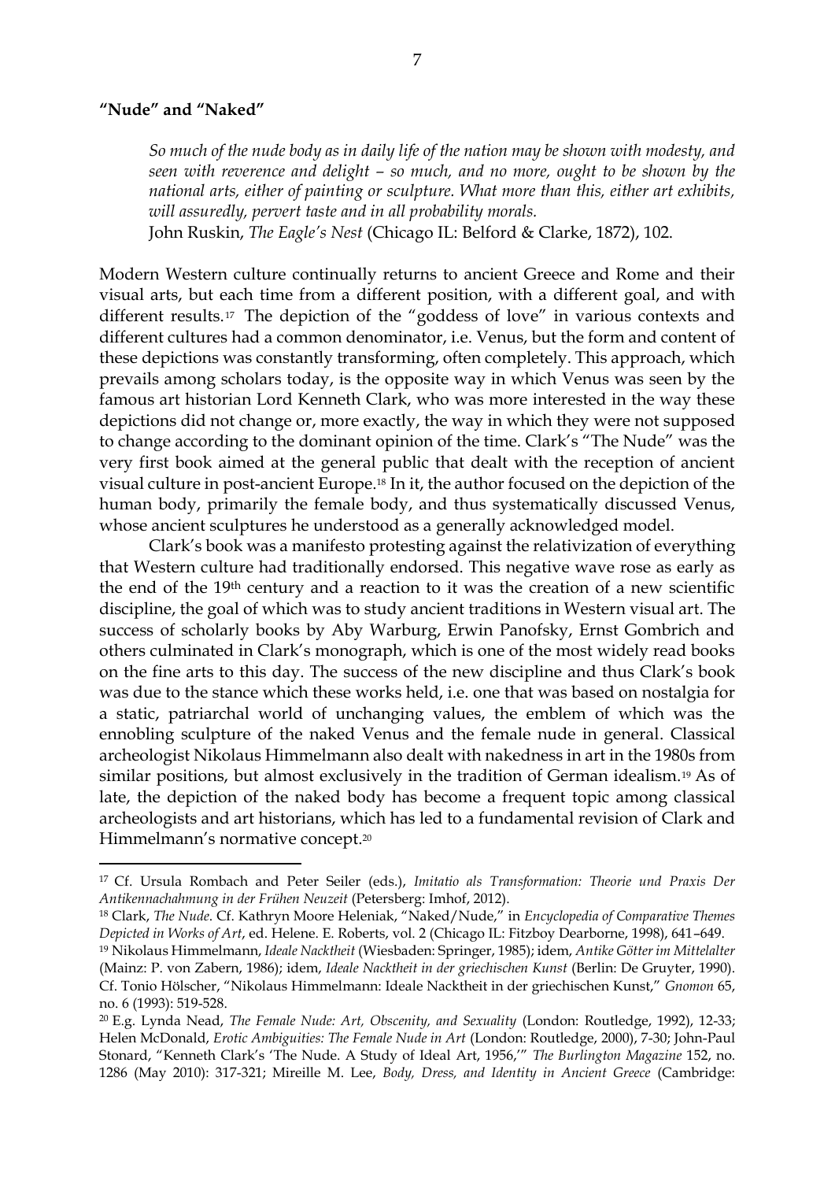### "Nude" and "Naked"

> *So much of the nude body as in daily life of the nation may be shown with modesty, and seen with reverence and delight – so much, and no more, ought to be shown by the national arts, either of painting or sculpture. What more than this, either art exhibits, will assuredly, pervert taste and in all probability morals.*
> John Ruskin, *The Eagle's Nest* (Chicago IL: Belford & Clarke, 1872), 102.

Modern Western culture continually returns to ancient Greece and Rome and their visual arts, but each time from a different position, with a different goal, and with different results.[17] The depiction of the "goddess of love" in various contexts and different cultures had a common denominator, i.e. Venus, but the form and content of these depictions was constantly transforming, often completely. This approach, which prevails among scholars today, is the opposite way in which Venus was seen by the famous art historian Lord Kenneth Clark, who was more interested in the way these depictions did not change or, more exactly, the way in which they were not supposed to change according to the dominant opinion of the time. Clark's "The Nude" was the very first book aimed at the general public that dealt with the reception of ancient visual culture in post-ancient Europe.[18] In it, the author focused on the depiction of the human body, primarily the female body, and thus systematically discussed Venus, whose ancient sculptures he understood as a generally acknowledged model.

Clark's book was a manifesto protesting against the relativization of everything that Western culture had traditionally endorsed. This negative wave rose as early as the end of the 19th century and a reaction to it was the creation of a new scientific discipline, the goal of which was to study ancient traditions in Western visual art. The success of scholarly books by Aby Warburg, Erwin Panofsky, Ernst Gombrich and others culminated in Clark's monograph, which is one of the most widely read books on the fine arts to this day. The success of the new discipline and thus Clark's book was due to the stance which these works held, i.e. one that was based on nostalgia for a static, patriarchal world of unchanging values, the emblem of which was the ennobling sculpture of the naked Venus and the female nude in general. Classical archeologist Nikolaus Himmelmann also dealt with nakedness in art in the 1980s from similar positions, but almost exclusively in the tradition of German idealism.[19] As of late, the depiction of the naked body has become a frequent topic among classical archeologists and art historians, which has led to a fundamental revision of Clark and Himmelmann's normative concept.[20]

---

[17] Cf. Ursula Rombach and Peter Seiler (eds.), *Imitatio als Transformation: Theorie und Praxis Der Antikennachahmung in der Frühen Neuzeit* (Petersberg: Imhof, 2012).

[18] Clark, *The Nude*. Cf. Kathryn Moore Heleniak, "Naked/Nude," in *Encyclopedia of Comparative Themes Depicted in Works of Art*, ed. Helene. E. Roberts, vol. 2 (Chicago IL: Fitzboy Dearborne, 1998), 641–649.

[19] Nikolaus Himmelmann, *Ideale Nacktheit* (Wiesbaden: Springer, 1985); idem, *Antike Götter im Mittelalter* (Mainz: P. von Zabern, 1986); idem, *Ideale Nacktheit in der griechischen Kunst* (Berlin: De Gruyter, 1990). Cf. Tonio Hölscher, "Nikolaus Himmelmann: Ideale Nacktheit in der griechischen Kunst," *Gnomon* 65, no. 6 (1993): 519-528.

[20] E.g. Lynda Nead, *The Female Nude: Art, Obscenity, and Sexuality* (London: Routledge, 1992), 12-33; Helen McDonald, *Erotic Ambiguities: The Female Nude in Art* (London: Routledge, 2000), 7-30; John-Paul Stonard, "Kenneth Clark's 'The Nude. A Study of Ideal Art, 1956,'" *The Burlington Magazine* 152, no. 1286 (May 2010): 317-321; Mireille M. Lee, *Body, Dress, and Identity in Ancient Greece* (Cambridge: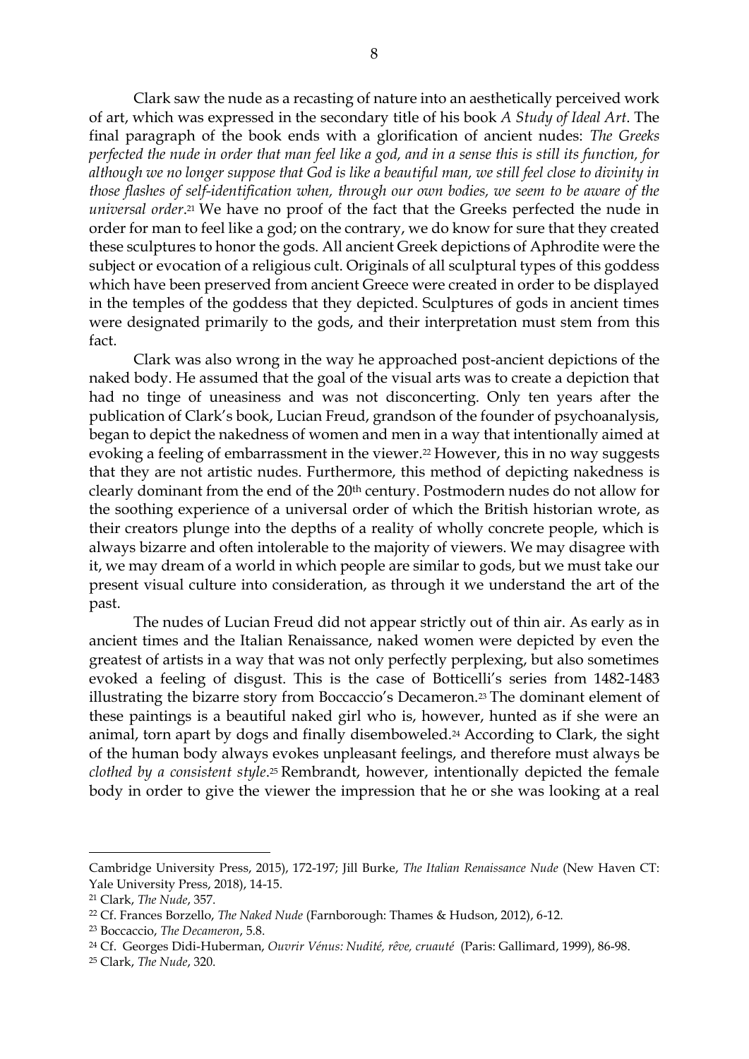Clark saw the nude as a recasting of nature into an aesthetically perceived work of art, which was expressed in the secondary title of his book *A Study of Ideal Art*. The final paragraph of the book ends with a glorification of ancient nudes: *The Greeks perfected the nude in order that man feel like a god, and in a sense this is still its function, for although we no longer suppose that God is like a beautiful man, we still feel close to divinity in those flashes of self-identification when, through our own bodies, we seem to be aware of the universal order*.[21] We have no proof of the fact that the Greeks perfected the nude in order for man to feel like a god; on the contrary, we do know for sure that they created these sculptures to honor the gods. All ancient Greek depictions of Aphrodite were the subject or evocation of a religious cult. Originals of all sculptural types of this goddess which have been preserved from ancient Greece were created in order to be displayed in the temples of the goddess that they depicted. Sculptures of gods in ancient times were designated primarily to the gods, and their interpretation must stem from this fact.

Clark was also wrong in the way he approached post-ancient depictions of the naked body. He assumed that the goal of the visual arts was to create a depiction that had no tinge of uneasiness and was not disconcerting. Only ten years after the publication of Clark's book, Lucian Freud, grandson of the founder of psychoanalysis, began to depict the nakedness of women and men in a way that intentionally aimed at evoking a feeling of embarrassment in the viewer.[22] However, this in no way suggests that they are not artistic nudes. Furthermore, this method of depicting nakedness is clearly dominant from the end of the 20th century. Postmodern nudes do not allow for the soothing experience of a universal order of which the British historian wrote, as their creators plunge into the depths of a reality of wholly concrete people, which is always bizarre and often intolerable to the majority of viewers. We may disagree with it, we may dream of a world in which people are similar to gods, but we must take our present visual culture into consideration, as through it we understand the art of the past.

The nudes of Lucian Freud did not appear strictly out of thin air. As early as in ancient times and the Italian Renaissance, naked women were depicted by even the greatest of artists in a way that was not only perfectly perplexing, but also sometimes evoked a feeling of disgust. This is the case of Botticelli's series from 1482-1483 illustrating the bizarre story from Boccaccio's Decameron.[23] The dominant element of these paintings is a beautiful naked girl who is, however, hunted as if she were an animal, torn apart by dogs and finally disemboweled.[24] According to Clark, the sight of the human body always evokes unpleasant feelings, and therefore must always be *clothed by a consistent style*.[25] Rembrandt, however, intentionally depicted the female body in order to give the viewer the impression that he or she was looking at a real

---

Cambridge University Press, 2015), 172-197; Jill Burke, *The Italian Renaissance Nude* (New Haven CT: Yale University Press, 2018), 14-15.

[21] Clark, *The Nude*, 357.

[22] Cf. Frances Borzello, *The Naked Nude* (Farnborough: Thames & Hudson, 2012), 6-12.

[23] Boccaccio, *The Decameron*, 5.8.

[24] Cf. Georges Didi-Huberman, *Ouvrir Vénus: Nudité, rêve, cruauté* (Paris: Gallimard, 1999), 86-98.

[25] Clark, *The Nude*, 320.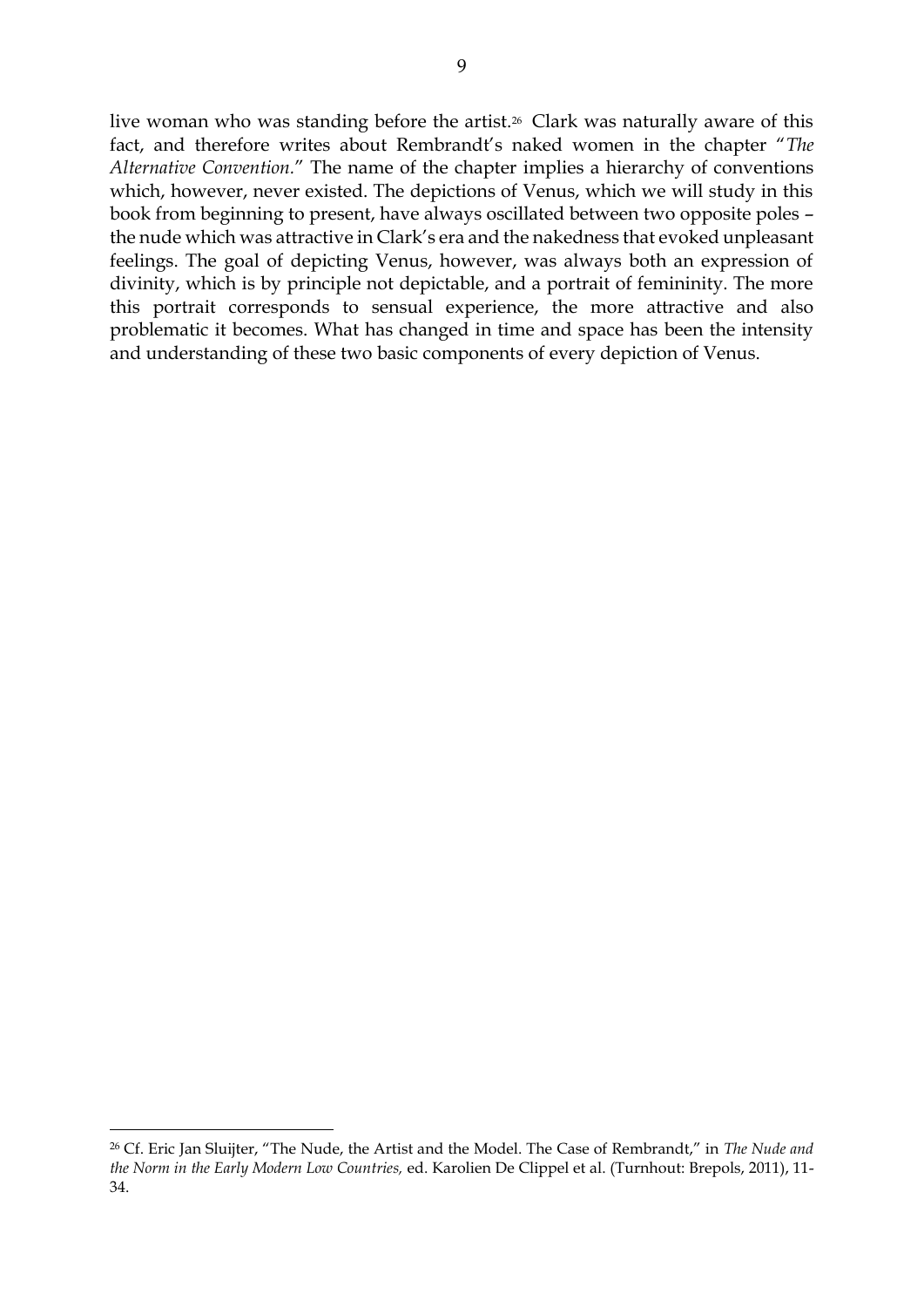live woman who was standing before the artist.[26] Clark was naturally aware of this fact, and therefore writes about Rembrandt's naked women in the chapter "*The Alternative Convention*." The name of the chapter implies a hierarchy of conventions which, however, never existed. The depictions of Venus, which we will study in this book from beginning to present, have always oscillated between two opposite poles – the nude which was attractive in Clark's era and the nakedness that evoked unpleasant feelings. The goal of depicting Venus, however, was always both an expression of divinity, which is by principle not depictable, and a portrait of femininity. The more this portrait corresponds to sensual experience, the more attractive and also problematic it becomes. What has changed in time and space has been the intensity and understanding of these two basic components of every depiction of Venus.

---

[26] Cf. Eric Jan Sluijter, "The Nude, the Artist and the Model. The Case of Rembrandt," in *The Nude and the Norm in the Early Modern Low Countries,* ed. Karolien De Clippel et al. (Turnhout: Brepols, 2011), 11-34.